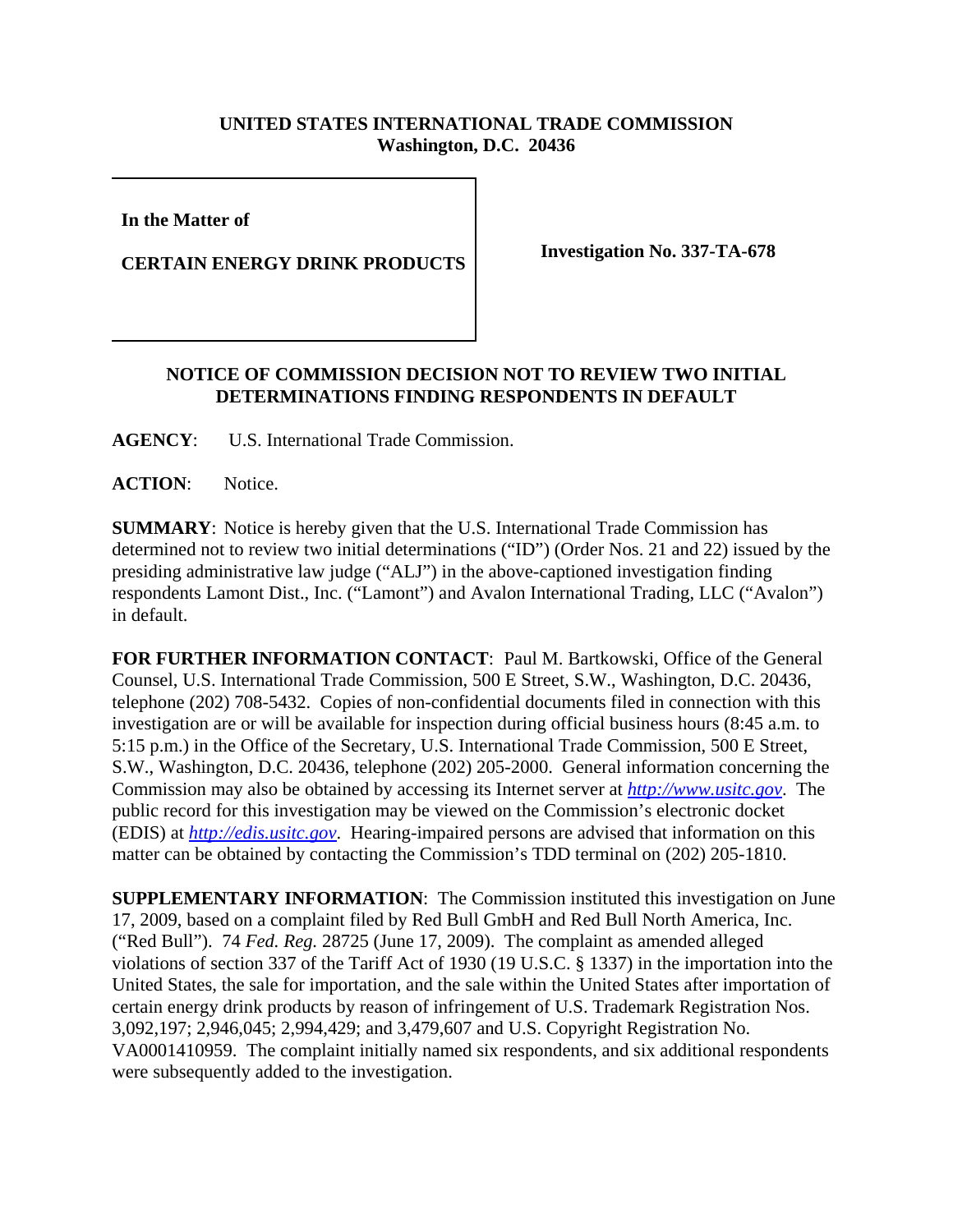**UNITED STATES INTERNATIONAL TRADE COMMISSION**
**Washington, D.C. 20436**

| | |
|---|---|
| **In the Matter of**<br><br>**CERTAIN ENERGY DRINK PRODUCTS** | **Investigation No. 337-TA-678** |

**NOTICE OF COMMISSION DECISION NOT TO REVIEW TWO INITIAL DETERMINATIONS FINDING RESPONDENTS IN DEFAULT**

**AGENCY**: U.S. International Trade Commission.

**ACTION**: Notice.

**SUMMARY**: Notice is hereby given that the U.S. International Trade Commission has determined not to review two initial determinations ("ID") (Order Nos. 21 and 22) issued by the presiding administrative law judge ("ALJ") in the above-captioned investigation finding respondents Lamont Dist., Inc. ("Lamont") and Avalon International Trading, LLC ("Avalon") in default.

**FOR FURTHER INFORMATION CONTACT**: Paul M. Bartkowski, Office of the General Counsel, U.S. International Trade Commission, 500 E Street, S.W., Washington, D.C. 20436, telephone (202) 708-5432. Copies of non-confidential documents filed in connection with this investigation are or will be available for inspection during official business hours (8:45 a.m. to 5:15 p.m.) in the Office of the Secretary, U.S. International Trade Commission, 500 E Street, S.W., Washington, D.C. 20436, telephone (202) 205-2000. General information concerning the Commission may also be obtained by accessing its Internet server at *http://www.usitc.gov*. The public record for this investigation may be viewed on the Commission's electronic docket (EDIS) at *http://edis.usitc.gov*. Hearing-impaired persons are advised that information on this matter can be obtained by contacting the Commission's TDD terminal on (202) 205-1810.

**SUPPLEMENTARY INFORMATION**: The Commission instituted this investigation on June 17, 2009, based on a complaint filed by Red Bull GmbH and Red Bull North America, Inc. ("Red Bull"). 74 *Fed. Reg.* 28725 (June 17, 2009). The complaint as amended alleged violations of section 337 of the Tariff Act of 1930 (19 U.S.C. § 1337) in the importation into the United States, the sale for importation, and the sale within the United States after importation of certain energy drink products by reason of infringement of U.S. Trademark Registration Nos. 3,092,197; 2,946,045; 2,994,429; and 3,479,607 and U.S. Copyright Registration No. VA0001410959. The complaint initially named six respondents, and six additional respondents were subsequently added to the investigation.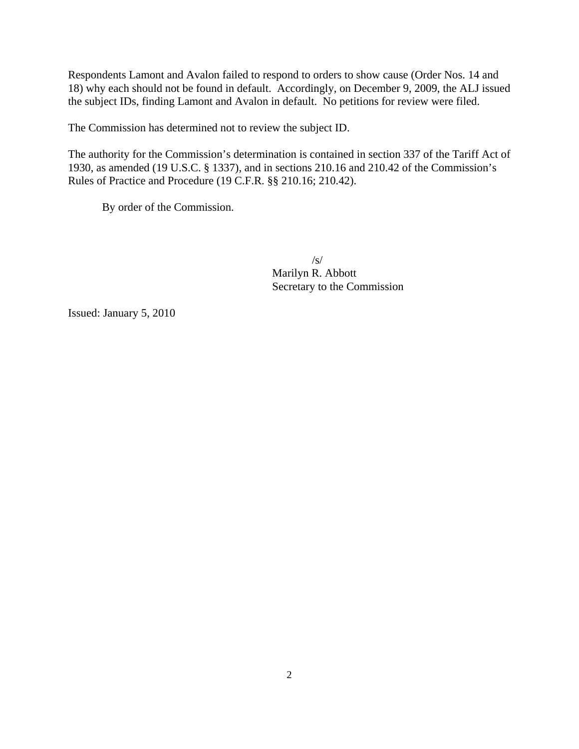Respondents Lamont and Avalon failed to respond to orders to show cause (Order Nos. 14 and 18) why each should not be found in default. Accordingly, on December 9, 2009, the ALJ issued the subject IDs, finding Lamont and Avalon in default. No petitions for review were filed.

The Commission has determined not to review the subject ID.

The authority for the Commission's determination is contained in section 337 of the Tariff Act of 1930, as amended (19 U.S.C. § 1337), and in sections 210.16 and 210.42 of the Commission's Rules of Practice and Procedure (19 C.F.R. §§ 210.16; 210.42).

By order of the Commission.

/s/
Marilyn R. Abbott
Secretary to the Commission

Issued: January 5, 2010